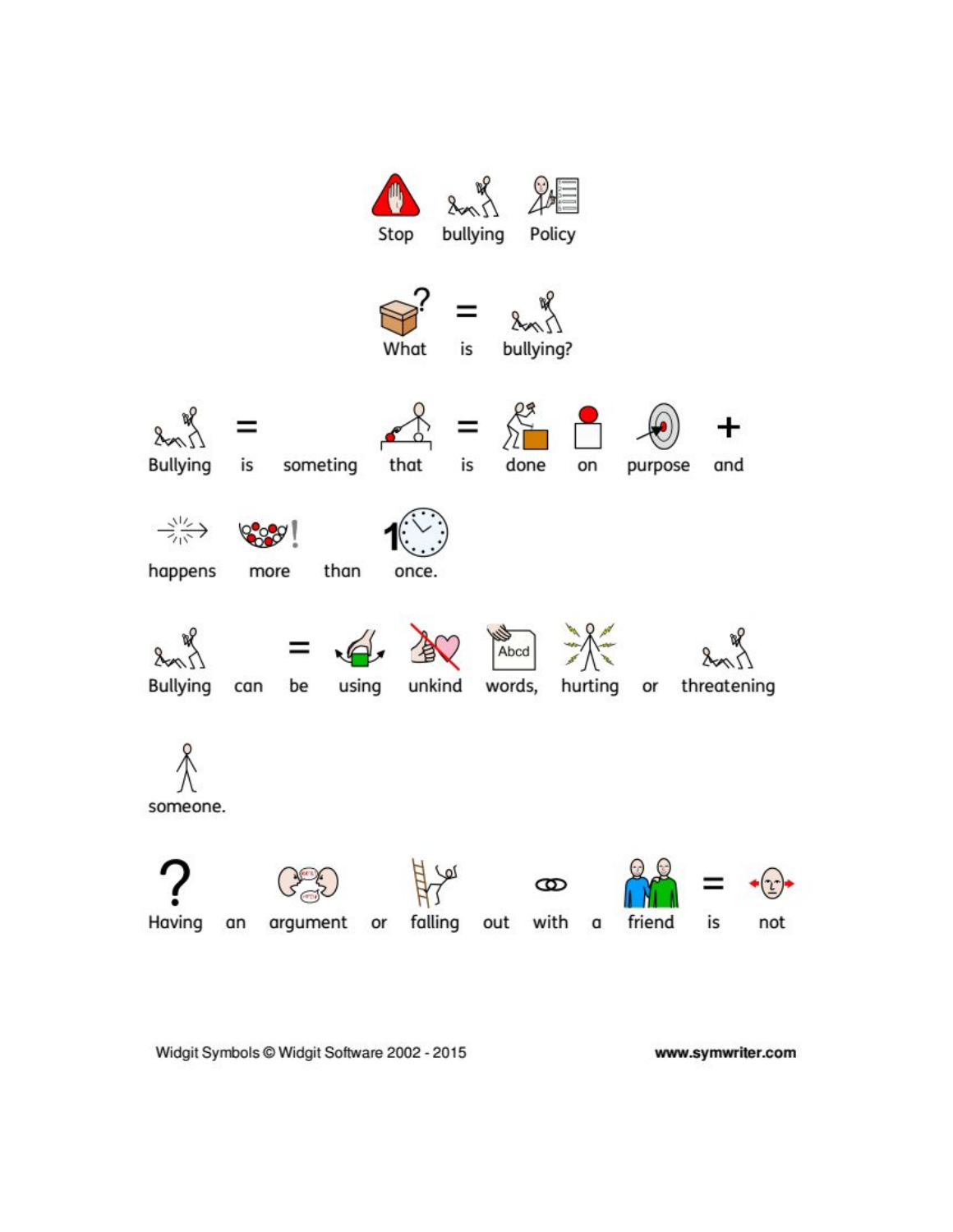# Stop bullying Policy

## What is bullying?

Bullying is someting that is done on purpose and happens more than once.

Bullying can be using unkind words, hurting or threatening someone.

Having an argument or falling out with a friend is not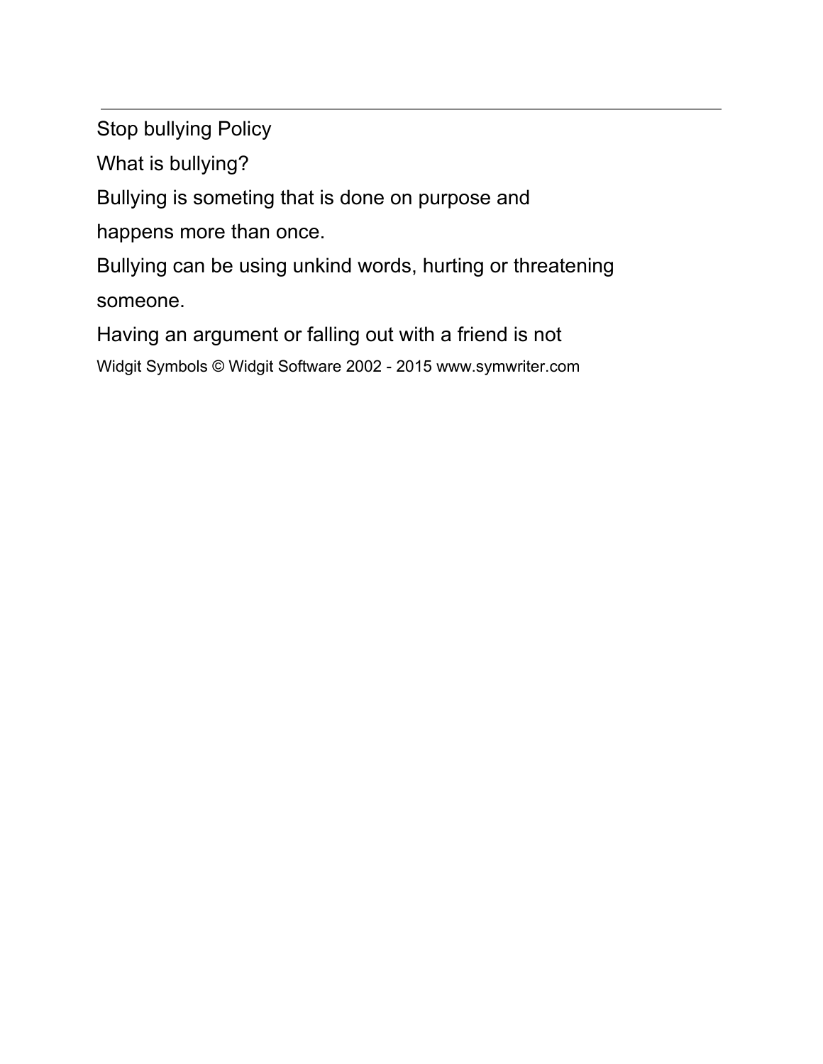Stop bullying Policy

What is bullying?

Bullying is someting that is done on purpose and happens more than once.

Bullying can be using unkind words, hurting or threatening someone.

Having an argument or falling out with a friend is not

Widgit Symbols © Widgit Software 2002 - 2015 www.symwriter.com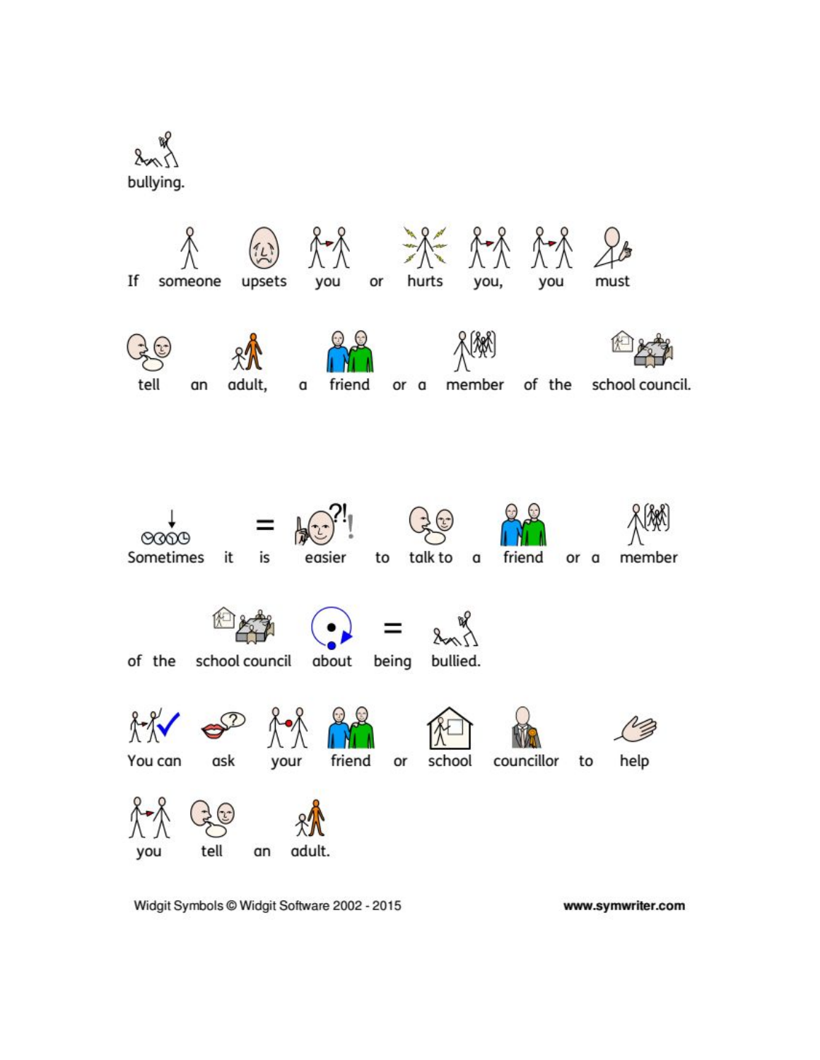bullying.

If someone upsets you or hurts you, you must tell an adult, a friend or a member of the school council.

Sometimes it is easier to talk to a friend or a member of the school council about being bullied.

You can ask your friend or school councillor to help you tell an adult.

Widgit Symbols © Widgit Software 2002 - 2015 www.symwriter.com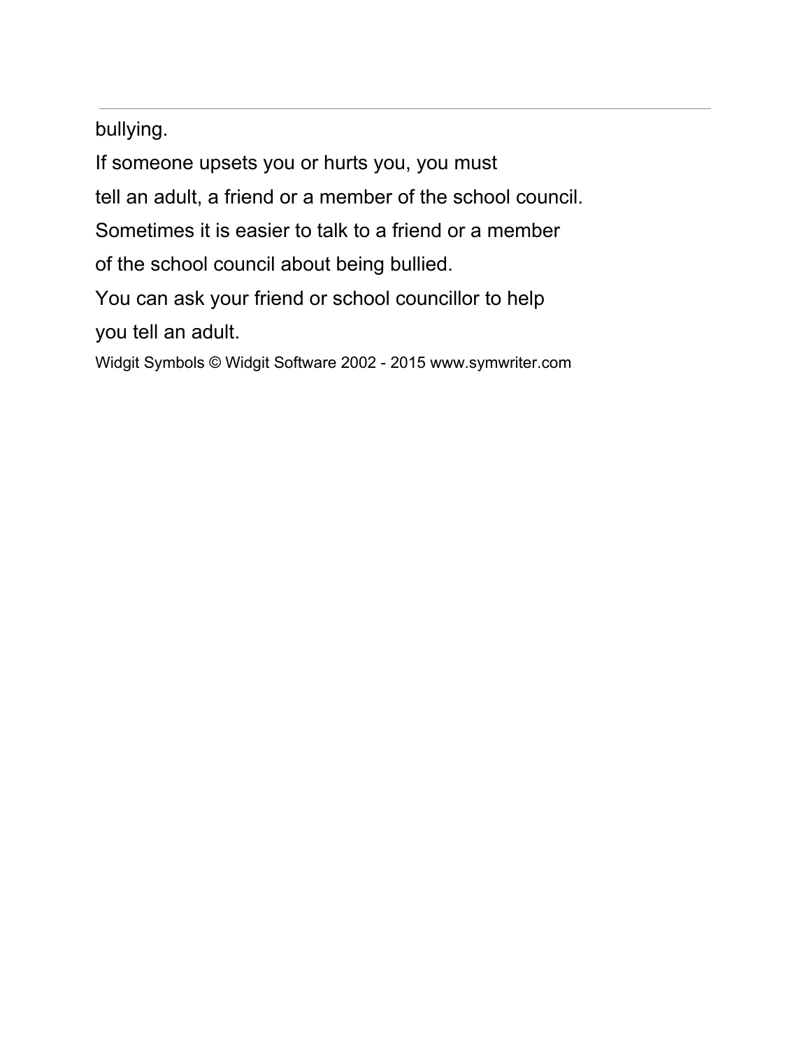bullying.

If someone upsets you or hurts you, you must tell an adult, a friend or a member of the school council.

Sometimes it is easier to talk to a friend or a member of the school council about being bullied.

You can ask your friend or school councillor to help you tell an adult.

Widgit Symbols © Widgit Software 2002 - 2015 www.symwriter.com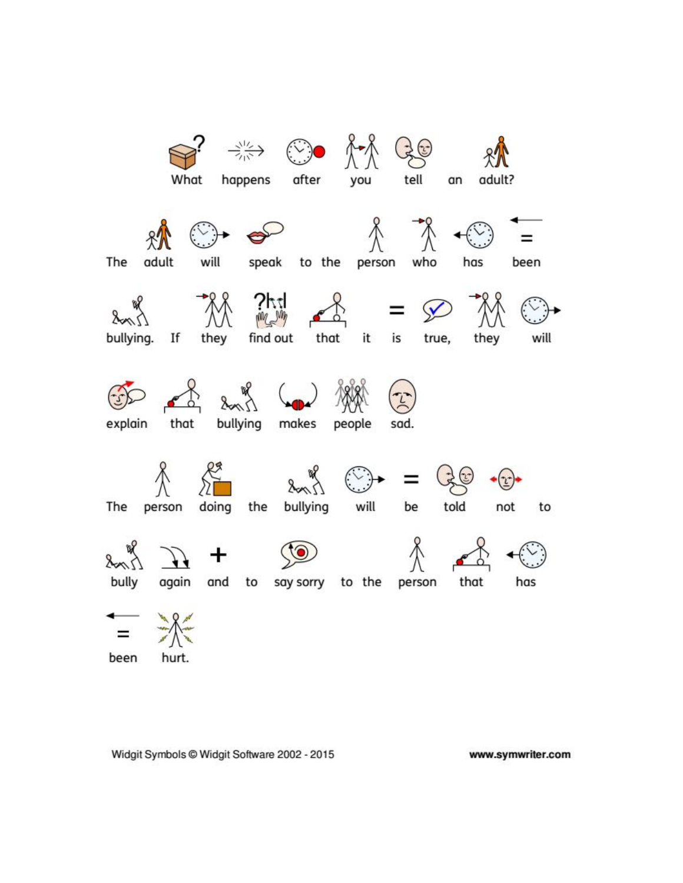What happens after you tell an adult?

The adult will speak to the person who has been bullying. If they find out that it is true, they will explain that bullying makes people sad.

The person doing the bullying will be told not to bully again and to say sorry to the person that has been hurt.

Widgit Symbols © Widgit Software 2002 - 2015 www.symwriter.com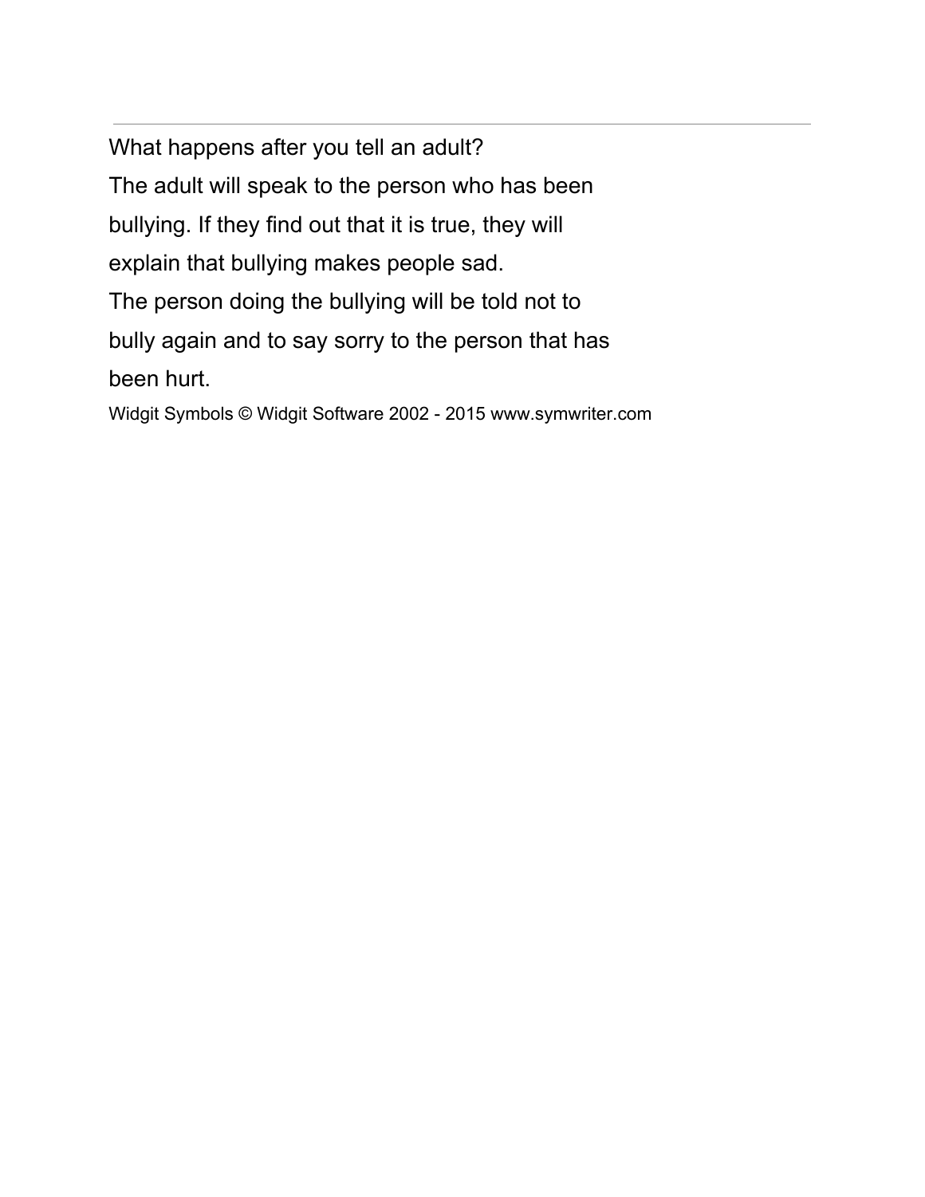What happens after you tell an adult?

The adult will speak to the person who has been bullying. If they find out that it is true, they will explain that bullying makes people sad.

The person doing the bullying will be told not to bully again and to say sorry to the person that has been hurt.

Widgit Symbols © Widgit Software 2002 - 2015 www.symwriter.com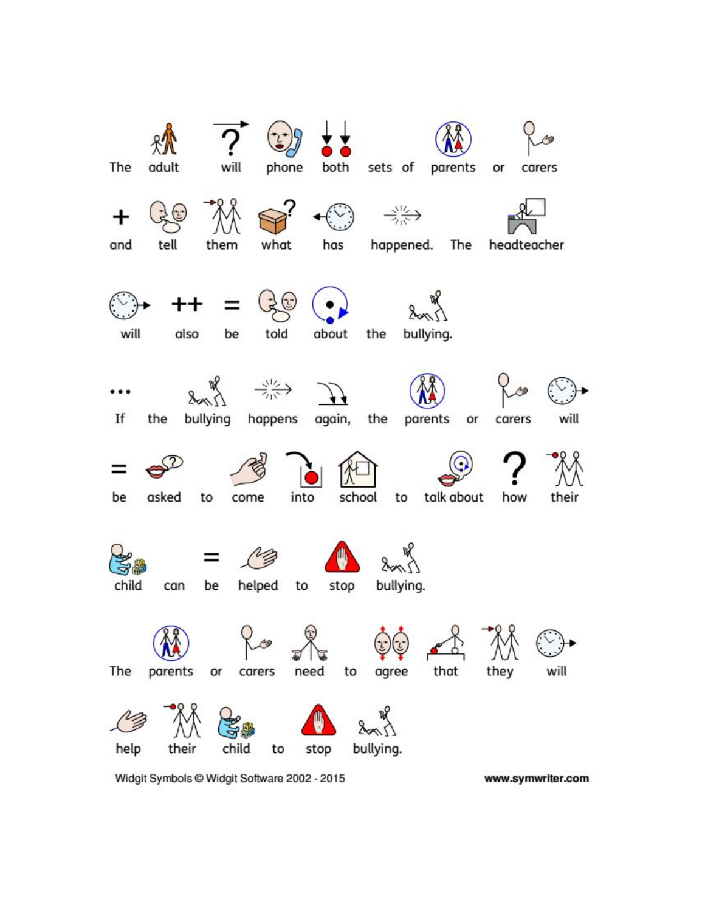The adult will phone both sets of parents or carers and tell them what has happened. The headteacher will also be told about the bullying.

If the bullying happens again, the parents or carers will be asked to come into school to talk about how their child can be helped to stop bullying.

The parents or carers need to agree that they will help their child to stop bullying.

Widgit Symbols © Widgit Software 2002 - 2015 www.symwriter.com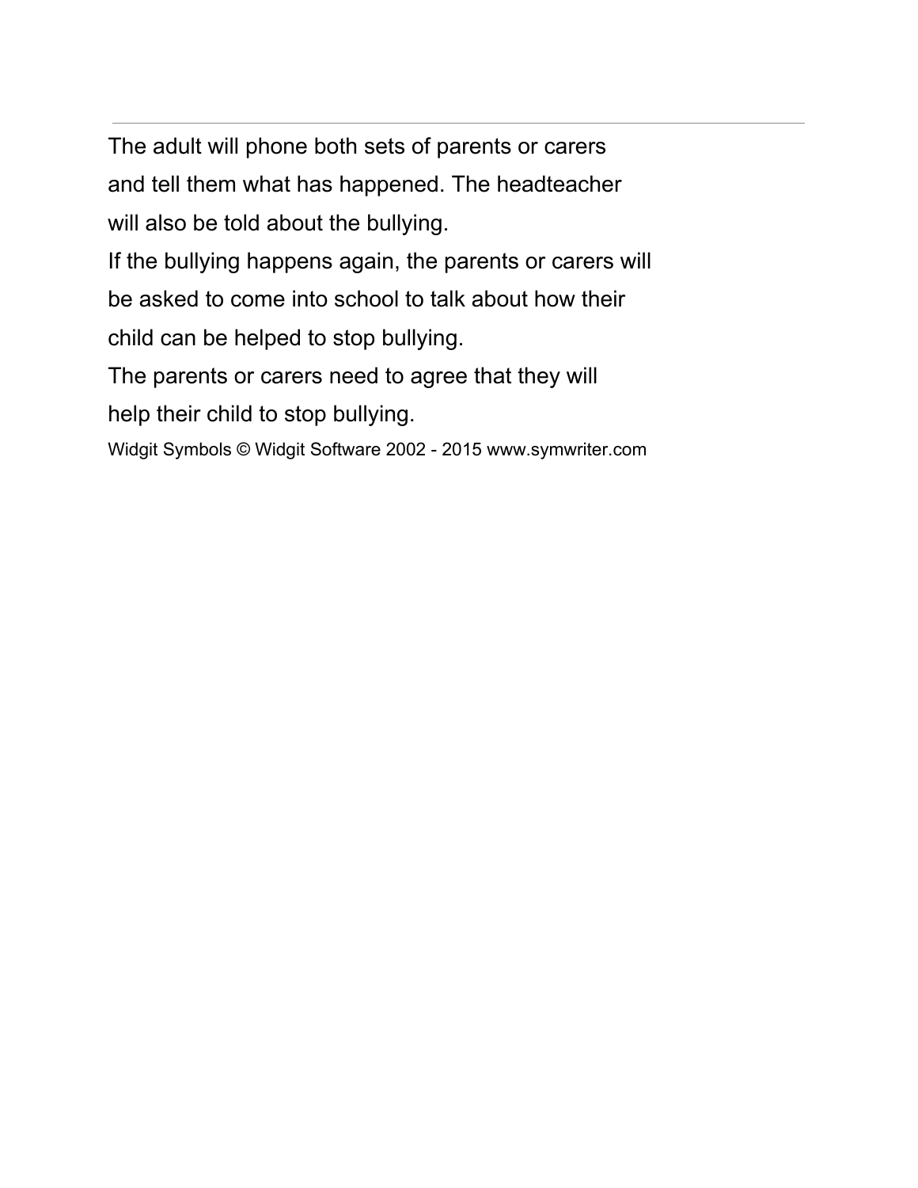The adult will phone both sets of parents or carers and tell them what has happened. The headteacher will also be told about the bullying.

If the bullying happens again, the parents or carers will be asked to come into school to talk about how their child can be helped to stop bullying.

The parents or carers need to agree that they will help their child to stop bullying.

Widgit Symbols © Widgit Software 2002 - 2015 www.symwriter.com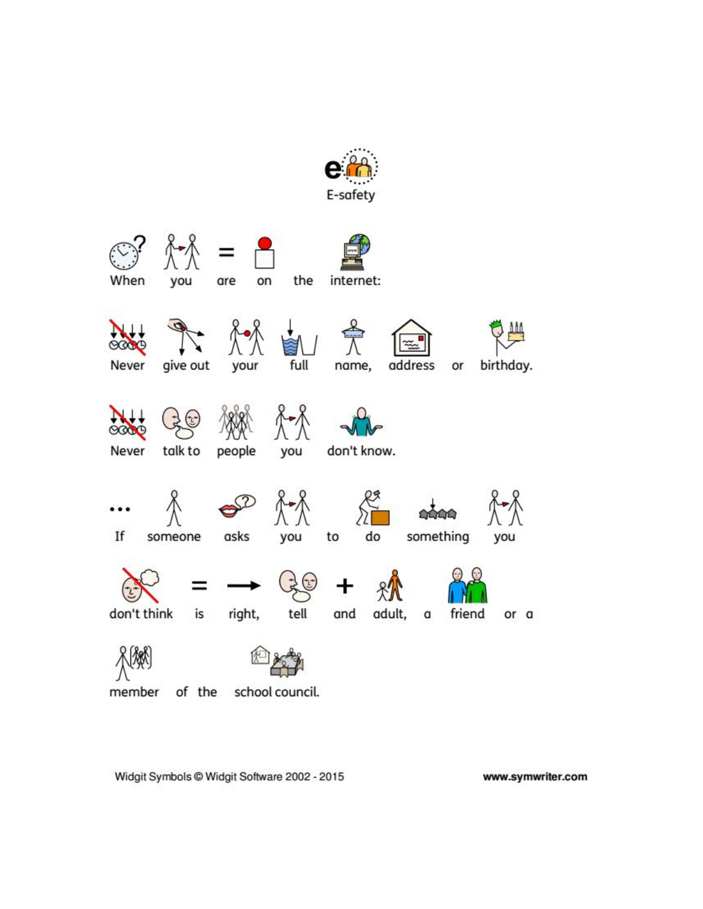# E-safety

When you are on the internet:

Never give out your full name, address or birthday.

Never talk to people you don't know.

... If someone asks you to do something you don't think is right, tell and adult, a friend or a member of the school council.

Widgit Symbols © Widgit Software 2002 - 2015

**www.symwriter.com**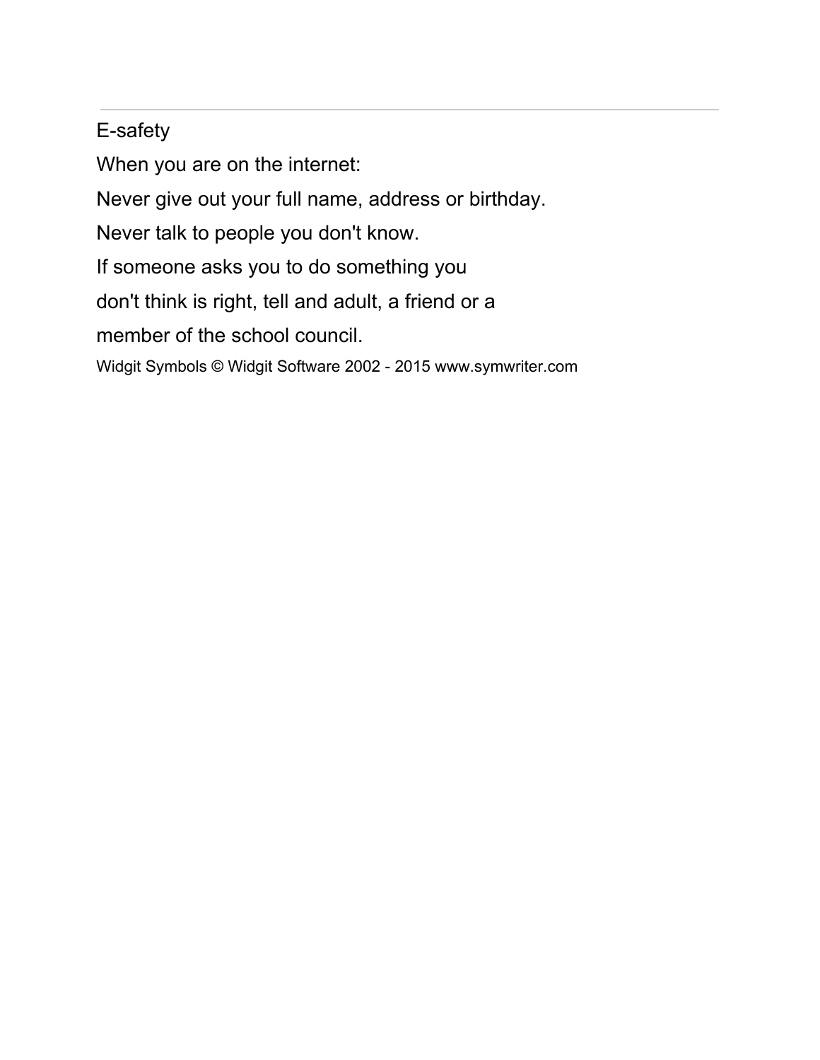E-safety

When you are on the internet:

Never give out your full name, address or birthday.

Never talk to people you don't know.

If someone asks you to do something you don't think is right, tell and adult, a friend or a member of the school council.

Widgit Symbols © Widgit Software 2002 - 2015 www.symwriter.com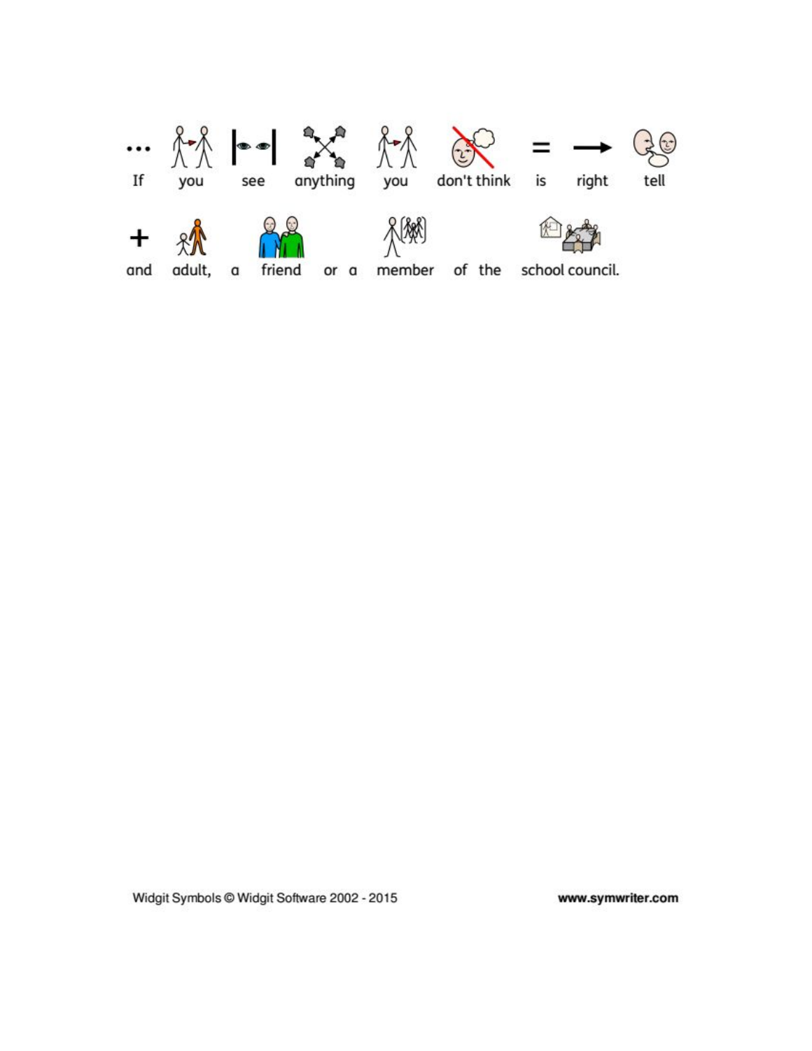If you see anything you don't think is right tell and adult, a friend or a member of the school council.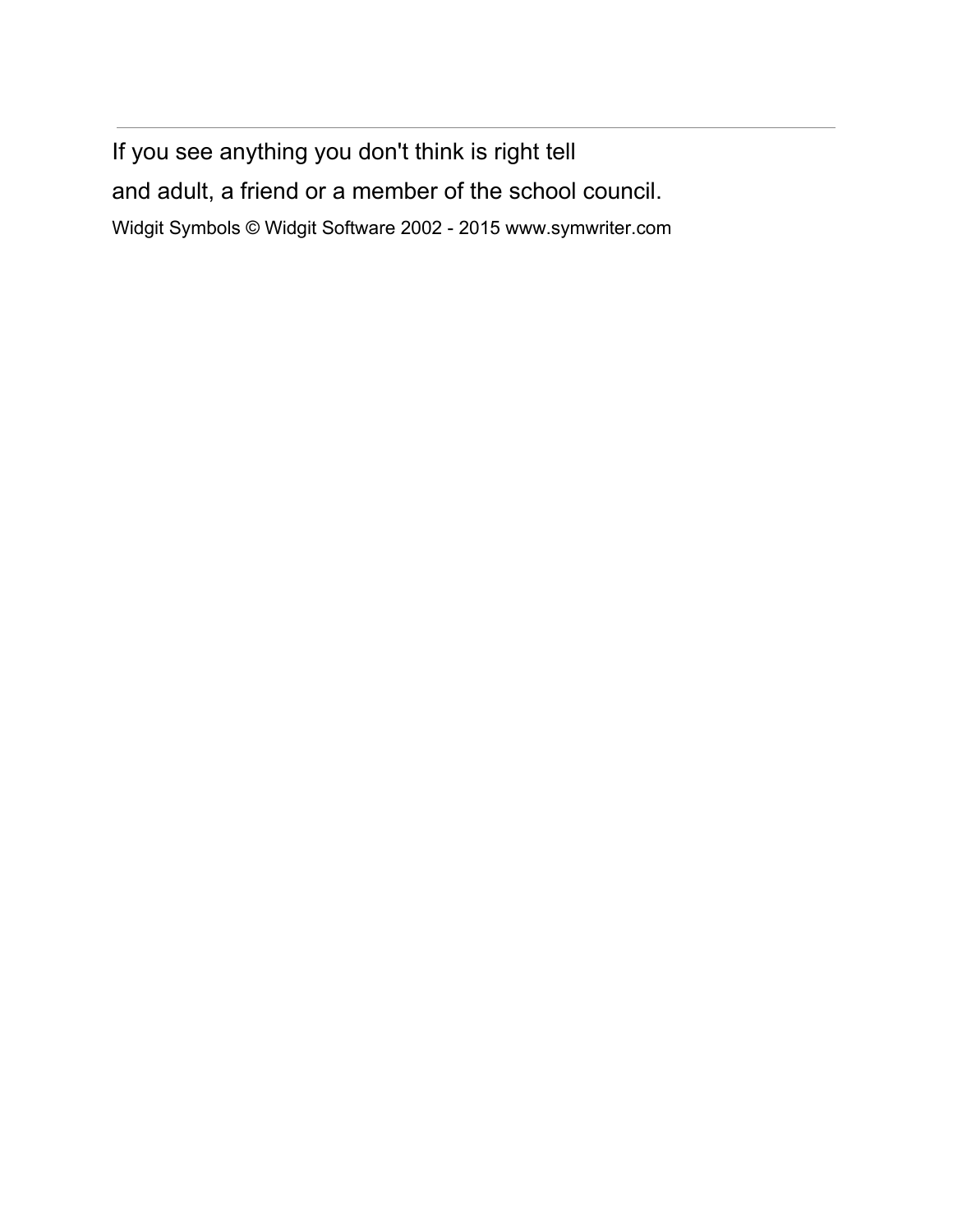---

If you see anything you don't think is right tell
and adult, a friend or a member of the school council.

Widgit Symbols © Widgit Software 2002 - 2015 www.symwriter.com